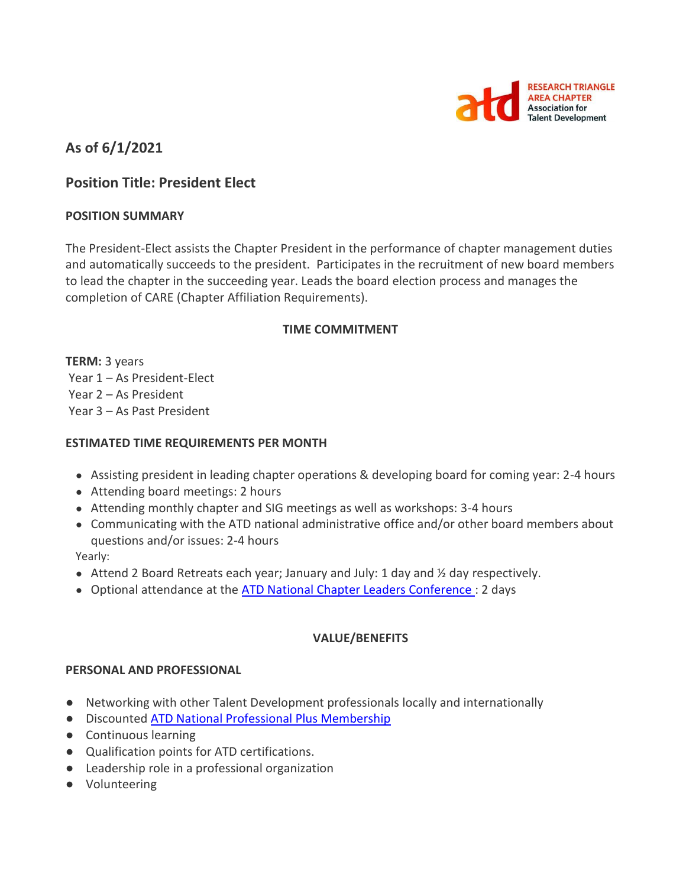RESEARCH TRIANGLE AREA CHAPTER
Association for Talent Development

## As of 6/1/2021

## Position Title: President Elect

### POSITION SUMMARY

The President-Elect assists the Chapter President in the performance of chapter management duties and automatically succeeds to the president. Participates in the recruitment of new board members to lead the chapter in the succeeding year. Leads the board election process and manages the completion of CARE (Chapter Affiliation Requirements).

### TIME COMMITMENT

**TERM:** 3 years
Year 1 – As President-Elect
Year 2 – As President
Year 3 – As Past President

### ESTIMATED TIME REQUIREMENTS PER MONTH

- Assisting president in leading chapter operations & developing board for coming year: 2-4 hours
- Attending board meetings: 2 hours
- Attending monthly chapter and SIG meetings as well as workshops: 3-4 hours
- Communicating with the ATD national administrative office and/or other board members about questions and/or issues: 2-4 hours

Yearly:

- Attend 2 Board Retreats each year; January and July: 1 day and ½ day respectively.
- Optional attendance at the ATD National Chapter Leaders Conference : 2 days

### VALUE/BENEFITS

### PERSONAL AND PROFESSIONAL

- Networking with other Talent Development professionals locally and internationally
- Discounted ATD National Professional Plus Membership
- Continuous learning
- Qualification points for ATD certifications.
- Leadership role in a professional organization
- Volunteering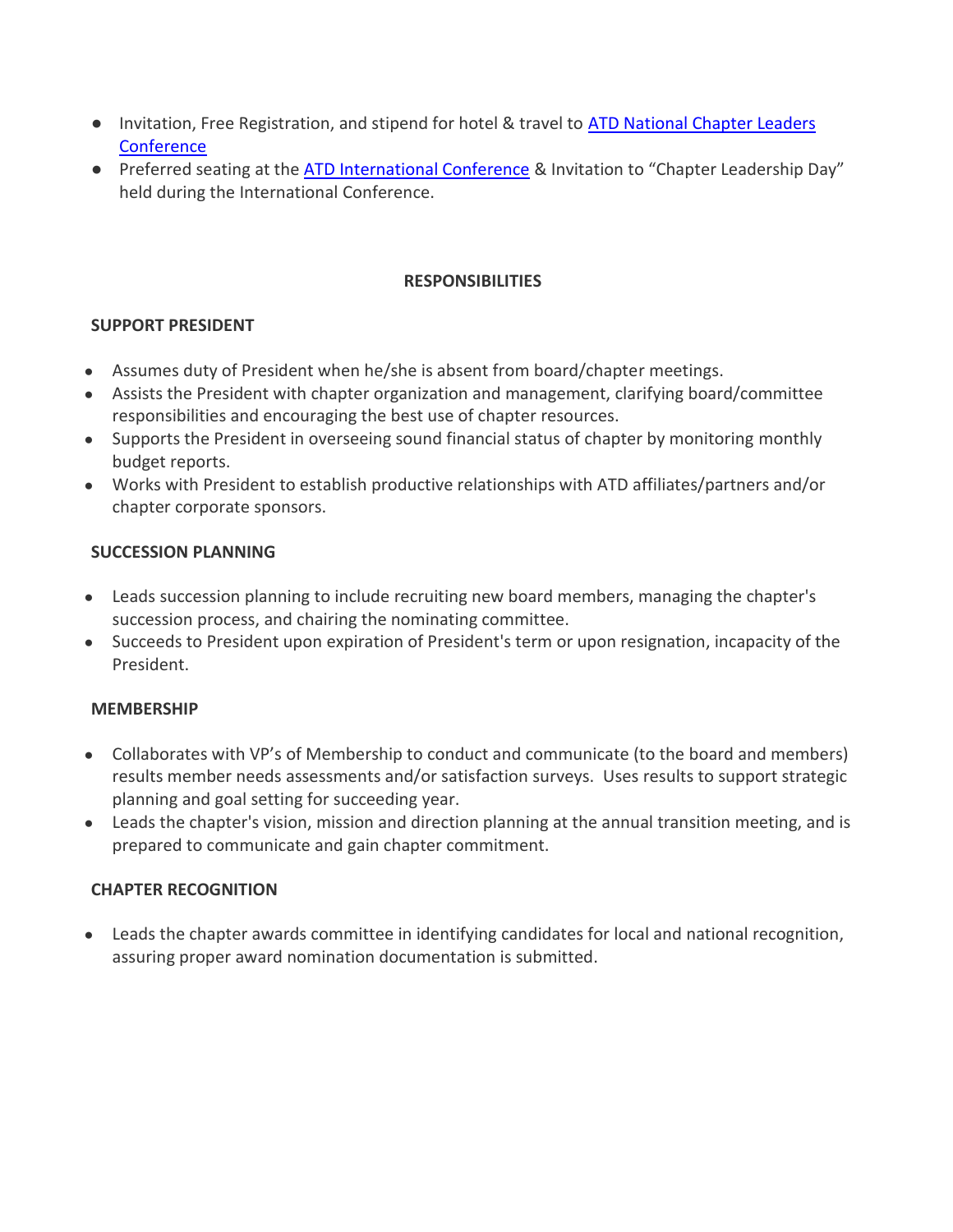- Invitation, Free Registration, and stipend for hotel & travel to [ATD National Chapter Leaders Conference]
- Preferred seating at the [ATD International Conference] & Invitation to "Chapter Leadership Day" held during the International Conference.

## RESPONSIBILITIES

### SUPPORT PRESIDENT

- Assumes duty of President when he/she is absent from board/chapter meetings.
- Assists the President with chapter organization and management, clarifying board/committee responsibilities and encouraging the best use of chapter resources.
- Supports the President in overseeing sound financial status of chapter by monitoring monthly budget reports.
- Works with President to establish productive relationships with ATD affiliates/partners and/or chapter corporate sponsors.

### SUCCESSION PLANNING

- Leads succession planning to include recruiting new board members, managing the chapter's succession process, and chairing the nominating committee.
- Succeeds to President upon expiration of President's term or upon resignation, incapacity of the President.

### MEMBERSHIP

- Collaborates with VP's of Membership to conduct and communicate (to the board and members) results member needs assessments and/or satisfaction surveys. Uses results to support strategic planning and goal setting for succeeding year.
- Leads the chapter's vision, mission and direction planning at the annual transition meeting, and is prepared to communicate and gain chapter commitment.

### CHAPTER RECOGNITION

- Leads the chapter awards committee in identifying candidates for local and national recognition, assuring proper award nomination documentation is submitted.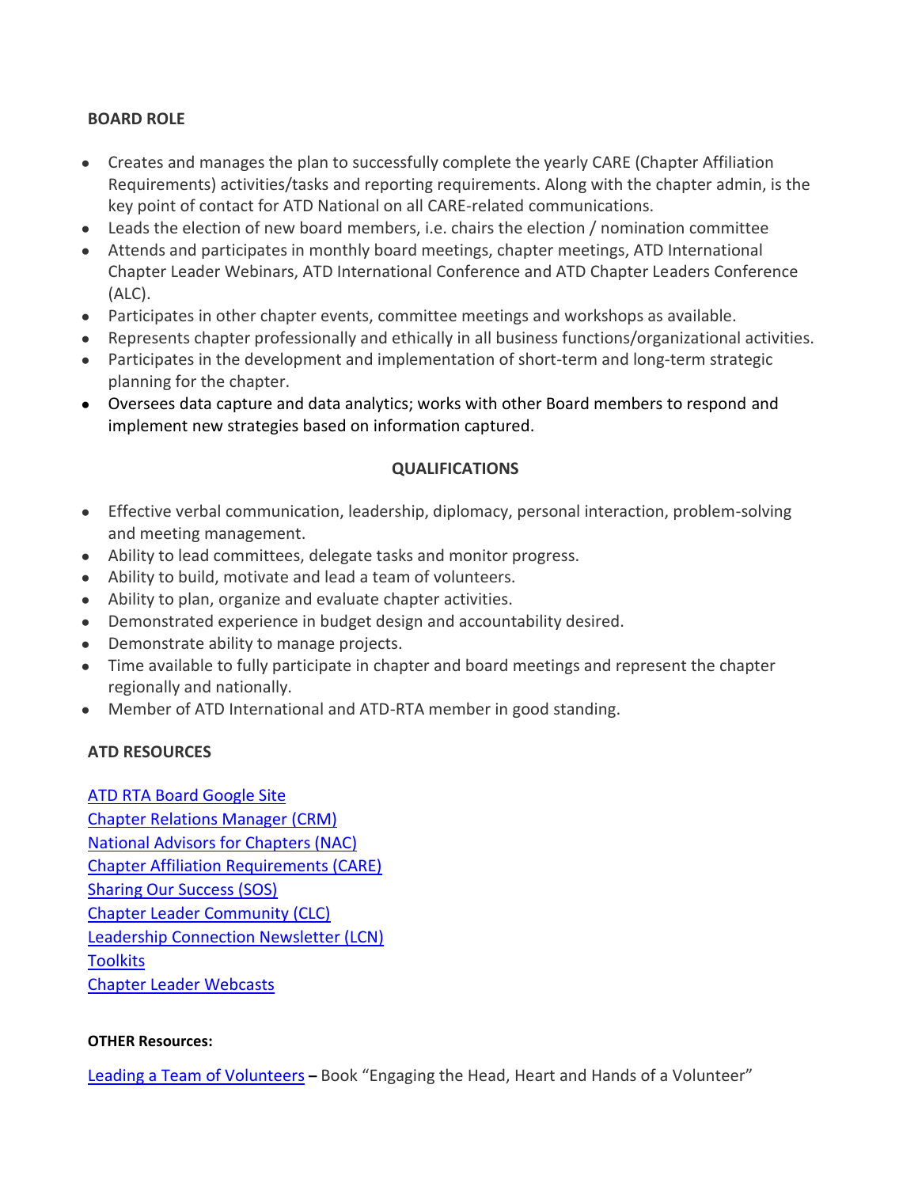**BOARD ROLE**

- Creates and manages the plan to successfully complete the yearly CARE (Chapter Affiliation Requirements) activities/tasks and reporting requirements. Along with the chapter admin, is the key point of contact for ATD National on all CARE-related communications.
- Leads the election of new board members, i.e. chairs the election / nomination committee
- Attends and participates in monthly board meetings, chapter meetings, ATD International Chapter Leader Webinars, ATD International Conference and ATD Chapter Leaders Conference (ALC).
- Participates in other chapter events, committee meetings and workshops as available.
- Represents chapter professionally and ethically in all business functions/organizational activities.
- Participates in the development and implementation of short-term and long-term strategic planning for the chapter.
- Oversees data capture and data analytics; works with other Board members to respond and implement new strategies based on information captured.

**QUALIFICATIONS**

- Effective verbal communication, leadership, diplomacy, personal interaction, problem-solving and meeting management.
- Ability to lead committees, delegate tasks and monitor progress.
- Ability to build, motivate and lead a team of volunteers.
- Ability to plan, organize and evaluate chapter activities.
- Demonstrated experience in budget design and accountability desired.
- Demonstrate ability to manage projects.
- Time available to fully participate in chapter and board meetings and represent the chapter regionally and nationally.
- Member of ATD International and ATD-RTA member in good standing.

**ATD RESOURCES**

ATD RTA Board Google Site
Chapter Relations Manager (CRM)
National Advisors for Chapters (NAC)
Chapter Affiliation Requirements (CARE)
Sharing Our Success (SOS)
Chapter Leader Community (CLC)
Leadership Connection Newsletter (LCN)
Toolkits
Chapter Leader Webcasts

**OTHER Resources:**

Leading a Team of Volunteers **–** Book "Engaging the Head, Heart and Hands of a Volunteer"